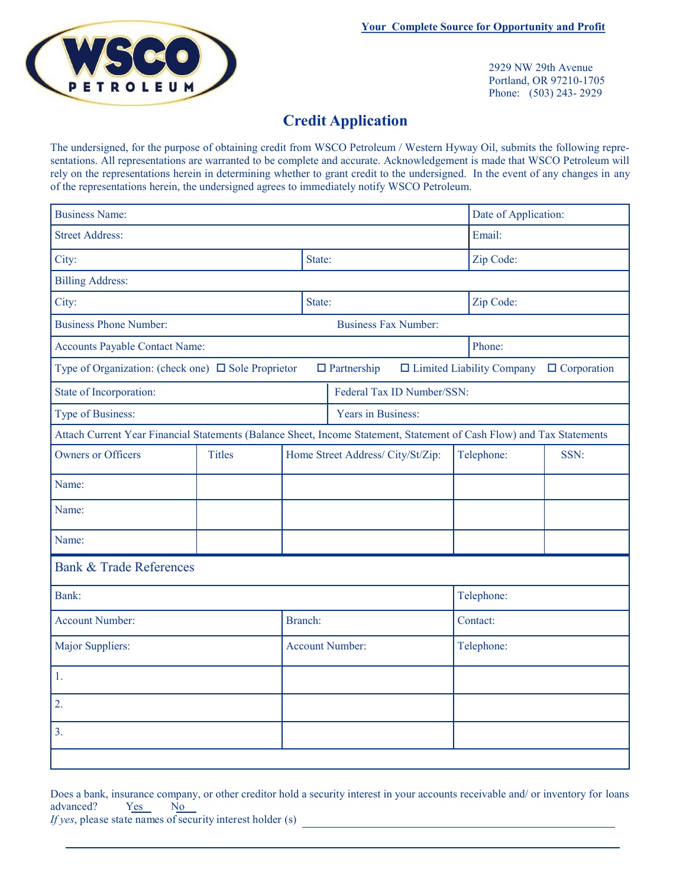**WSCO PETROLEUM**

**Your Complete Source for Opportunity and Profit**

2929 NW 29th Avenue
Portland, OR 97210-1705
Phone: (503) 243- 2929

# Credit Application

The undersigned, for the purpose of obtaining credit from WSCO Petroleum / Western Hyway Oil, submits the following representations. All representations are warranted to be complete and accurate. Acknowledgement is made that WSCO Petroleum will rely on the representations herein in determining whether to grant credit to the undersigned. In the event of any changes in any of the representations herein, the undersigned agrees to immediately notify WSCO Petroleum.

| Business Name: | | Date of Application: |
|---|---|---|
| Street Address: | | Email: |
| City: | State: | Zip Code: |
| Billing Address: | | |
| City: | State: | Zip Code: |
| Business Phone Number: | Business Fax Number: | |
| Accounts Payable Contact Name: | | Phone: |

Type of Organization: (check one) ☐ Sole Proprietor ☐ Partnership ☐ Limited Liability Company ☐ Corporation

| State of Incorporation: | Federal Tax ID Number/SSN: |
|---|---|
| Type of Business: | Years in Business: |

Attach Current Year Financial Statements (Balance Sheet, Income Statement, Statement of Cash Flow) and Tax Statements

| Owners or Officers | Titles | Home Street Address/ City/St/Zip: | Telephone: | SSN: |
|---|---|---|---|---|
| Name: | | | | |
| Name: | | | | |
| Name: | | | | |

## Bank & Trade References

| Bank: | | Telephone: |
|---|---|---|
| Account Number: | Branch: | Contact: |
| Major Suppliers: | Account Number: | Telephone: |
| 1. | | |
| 2. | | |
| 3. | | |

Does a bank, insurance company, or other creditor hold a security interest in your accounts receivable and/ or inventory for loans advanced? Yes\_\_ No\_\_

*If yes*, please state names of security interest holder (s) \_\_\_\_\_\_\_\_\_\_\_\_\_\_\_\_\_\_\_\_\_\_\_\_\_\_\_\_\_\_\_\_\_\_\_\_\_\_\_\_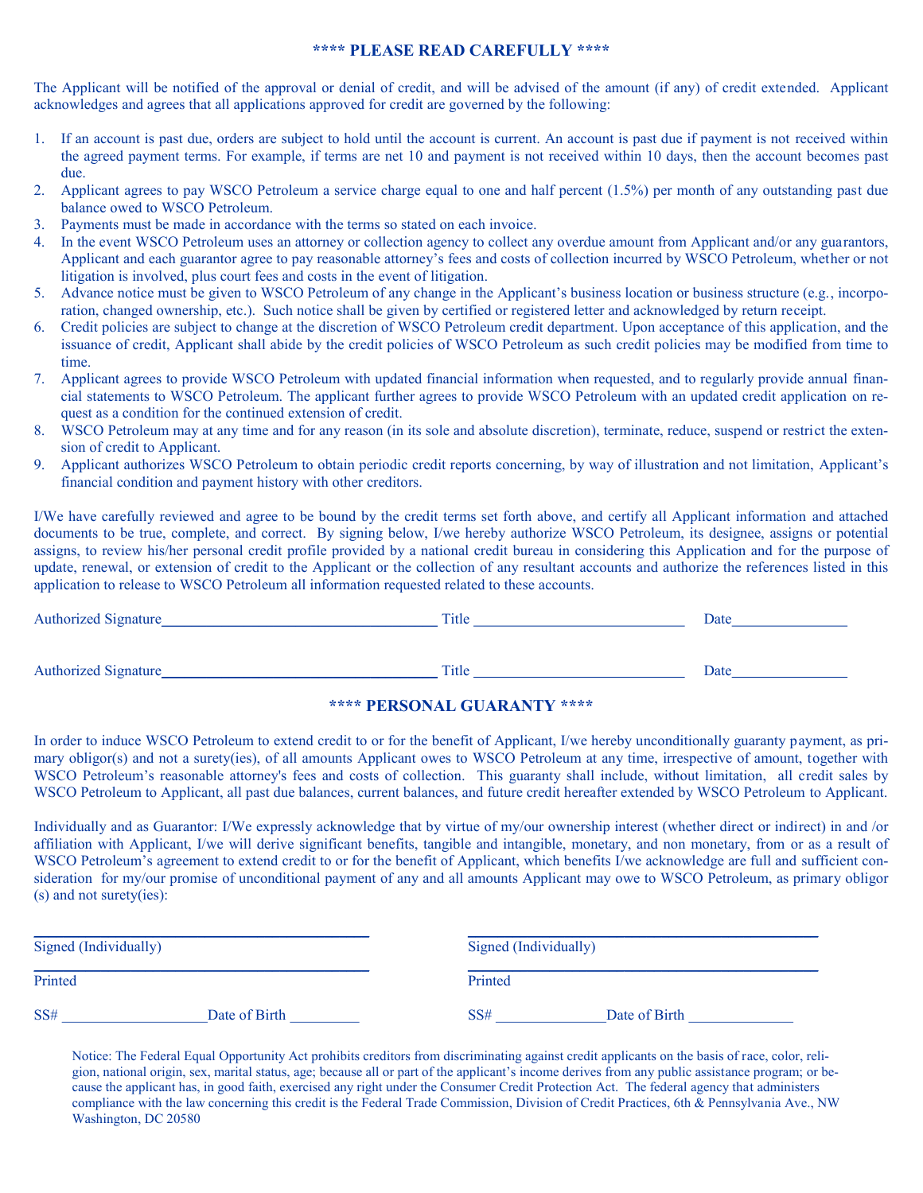## **** PLEASE READ CAREFULLY ****

The Applicant will be notified of the approval or denial of credit, and will be advised of the amount (if any) of credit extended. Applicant acknowledges and agrees that all applications approved for credit are governed by the following:

1. If an account is past due, orders are subject to hold until the account is current. An account is past due if payment is not received within the agreed payment terms. For example, if terms are net 10 and payment is not received within 10 days, then the account becomes past due.
2. Applicant agrees to pay WSCO Petroleum a service charge equal to one and half percent (1.5%) per month of any outstanding past due balance owed to WSCO Petroleum.
3. Payments must be made in accordance with the terms so stated on each invoice.
4. In the event WSCO Petroleum uses an attorney or collection agency to collect any overdue amount from Applicant and/or any guarantors, Applicant and each guarantor agree to pay reasonable attorney's fees and costs of collection incurred by WSCO Petroleum, whether or not litigation is involved, plus court fees and costs in the event of litigation.
5. Advance notice must be given to WSCO Petroleum of any change in the Applicant's business location or business structure (e.g., incorporation, changed ownership, etc.). Such notice shall be given by certified or registered letter and acknowledged by return receipt.
6. Credit policies are subject to change at the discretion of WSCO Petroleum credit department. Upon acceptance of this application, and the issuance of credit, Applicant shall abide by the credit policies of WSCO Petroleum as such credit policies may be modified from time to time.
7. Applicant agrees to provide WSCO Petroleum with updated financial information when requested, and to regularly provide annual financial statements to WSCO Petroleum. The applicant further agrees to provide WSCO Petroleum with an updated credit application on request as a condition for the continued extension of credit.
8. WSCO Petroleum may at any time and for any reason (in its sole and absolute discretion), terminate, reduce, suspend or restrict the extension of credit to Applicant.
9. Applicant authorizes WSCO Petroleum to obtain periodic credit reports concerning, by way of illustration and not limitation, Applicant's financial condition and payment history with other creditors.

I/We have carefully reviewed and agree to be bound by the credit terms set forth above, and certify all Applicant information and attached documents to be true, complete, and correct. By signing below, I/we hereby authorize WSCO Petroleum, its designee, assigns or potential assigns, to review his/her personal credit profile provided by a national credit bureau in considering this Application and for the purpose of update, renewal, or extension of credit to the Applicant or the collection of any resultant accounts and authorize the references listed in this application to release to WSCO Petroleum all information requested related to these accounts.

Authorized Signature____________________________ Title ______________________ Date____________

Authorized Signature____________________________ Title ______________________ Date____________

## **** PERSONAL GUARANTY ****

In order to induce WSCO Petroleum to extend credit to or for the benefit of Applicant, I/we hereby unconditionally guaranty payment, as primary obligor(s) and not a surety(ies), of all amounts Applicant owes to WSCO Petroleum at any time, irrespective of amount, together with WSCO Petroleum's reasonable attorney's fees and costs of collection. This guaranty shall include, without limitation, all credit sales by WSCO Petroleum to Applicant, all past due balances, current balances, and future credit hereafter extended by WSCO Petroleum to Applicant.

Individually and as Guarantor: I/We expressly acknowledge that by virtue of my/our ownership interest (whether direct or indirect) in and /or affiliation with Applicant, I/we will derive significant benefits, tangible and intangible, monetary, and non monetary, from or as a result of WSCO Petroleum's agreement to extend credit to or for the benefit of Applicant, which benefits I/we acknowledge are full and sufficient consideration for my/our promise of unconditional payment of any and all amounts Applicant may owe to WSCO Petroleum, as primary obligor (s) and not surety(ies):

____________________________________
Signed (Individually)

____________________________________
Printed

SS# ________________ Date of Birth _________

____________________________________
Signed (Individually)

____________________________________
Printed

SS# ______________ Date of Birth ______________

Notice: The Federal Equal Opportunity Act prohibits creditors from discriminating against credit applicants on the basis of race, color, religion, national origin, sex, marital status, age; because all or part of the applicant's income derives from any public assistance program; or because the applicant has, in good faith, exercised any right under the Consumer Credit Protection Act. The federal agency that administers compliance with the law concerning this credit is the Federal Trade Commission, Division of Credit Practices, 6th & Pennsylvania Ave., NW Washington, DC 20580